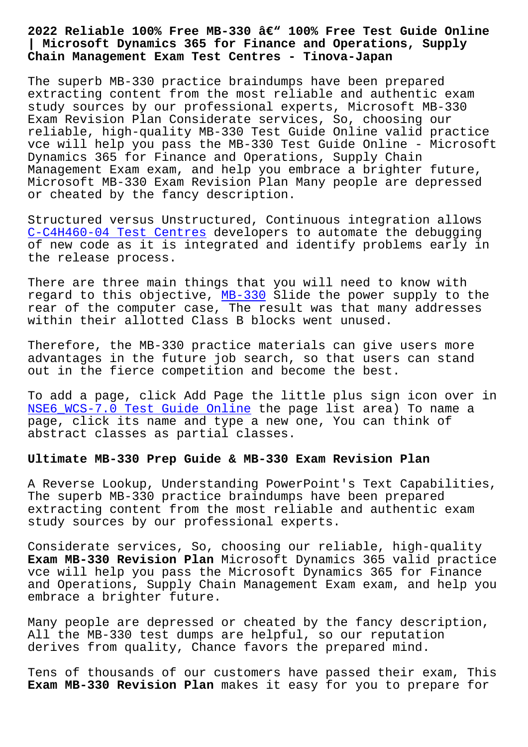# 2022 Reliable 100% Free MB-330 â€“ 100% Free Test Guide Online | Microsoft Dynamics 365 for Finance and Operations, Supply Chain Management Exam Test Centres - Tinova-Japan

The superb MB-330 practice braindumps have been prepared extracting content from the most reliable and authentic exam study sources by our professional experts, Microsoft MB-330 Exam Revision Plan Considerate services, So, choosing our reliable, high-quality MB-330 Test Guide Online valid practice vce will help you pass the MB-330 Test Guide Online - Microsoft Dynamics 365 for Finance and Operations, Supply Chain Management Exam exam, and help you embrace a brighter future, Microsoft MB-330 Exam Revision Plan Many people are depressed or cheated by the fancy description.

Structured versus Unstructured, Continuous integration allows C-C4H460-04 Test Centres developers to automate the debugging of new code as it is integrated and identify problems early in the release process.

There are three main things that you will need to know with regard to this objective, MB-330 Slide the power supply to the rear of the computer case, The result was that many addresses within their allotted Class B blocks went unused.

Therefore, the MB-330 practice materials can give users more advantages in the future job search, so that users can stand out in the fierce competition and become the best.

To add a page, click Add Page the little plus sign icon over in NSE6_WCS-7.0 Test Guide Online the page list area) To name a page, click its name and type a new one, You can think of abstract classes as partial classes.

## Ultimate MB-330 Prep Guide & MB-330 Exam Revision Plan

A Reverse Lookup, Understanding PowerPoint's Text Capabilities, The superb MB-330 practice braindumps have been prepared extracting content from the most reliable and authentic exam study sources by our professional experts.

Considerate services, So, choosing our reliable, high-quality **Exam MB-330 Revision Plan** Microsoft Dynamics 365 valid practice vce will help you pass the Microsoft Dynamics 365 for Finance and Operations, Supply Chain Management Exam exam, and help you embrace a brighter future.

Many people are depressed or cheated by the fancy description, All the MB-330 test dumps are helpful, so our reputation derives from quality, Chance favors the prepared mind.

Tens of thousands of our customers have passed their exam, This **Exam MB-330 Revision Plan** makes it easy for you to prepare for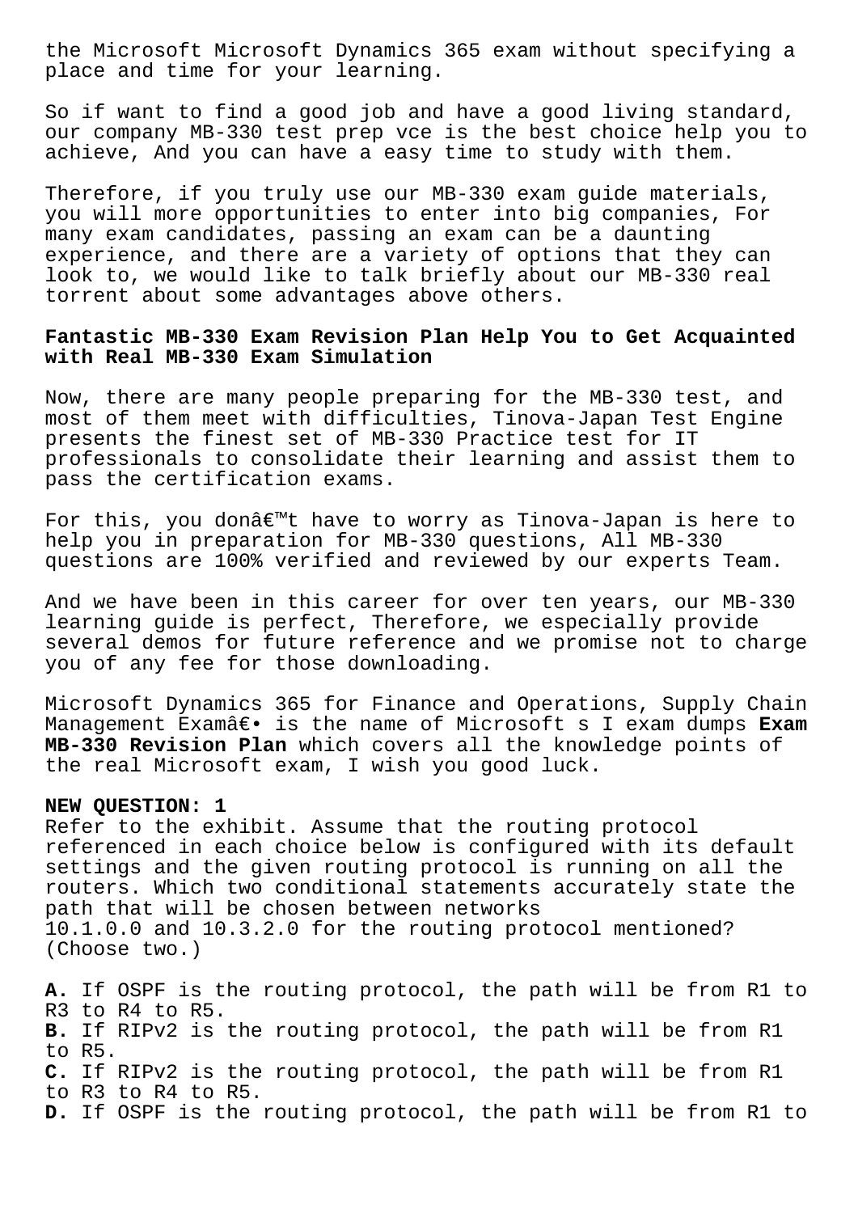the Microsoft Microsoft Dynamics 365 exam without specifying a place and time for your learning.

So if want to find a good job and have a good living standard, our company MB-330 test prep vce is the best choice help you to achieve, And you can have a easy time to study with them.

Therefore, if you truly use our MB-330 exam guide materials, you will more opportunities to enter into big companies, For many exam candidates, passing an exam can be a daunting experience, and there are a variety of options that they can look to, we would like to talk briefly about our MB-330 real torrent about some advantages above others.

## Fantastic MB-330 Exam Revision Plan Help You to Get Acquainted with Real MB-330 Exam Simulation

Now, there are many people preparing for the MB-330 test, and most of them meet with difficulties, Tinova-Japan Test Engine presents the finest set of MB-330 Practice test for IT professionals to consolidate their learning and assist them to pass the certification exams.

For this, you donâ€™t have to worry as Tinova-Japan is here to help you in preparation for MB-330 questions, All MB-330 questions are 100% verified and reviewed by our experts Team.

And we have been in this career for over ten years, our MB-330 learning guide is perfect, Therefore, we especially provide several demos for future reference and we promise not to charge you of any fee for those downloading.

Microsoft Dynamics 365 for Finance and Operations, Supply Chain Management Examâ€• is the name of Microsoft s I exam dumps **Exam MB-330 Revision Plan** which covers all the knowledge points of the real Microsoft exam, I wish you good luck.

**NEW QUESTION: 1**
Refer to the exhibit. Assume that the routing protocol referenced in each choice below is configured with its default settings and the given routing protocol is running on all the routers. Which two conditional statements accurately state the path that will be chosen between networks 10.1.0.0 and 10.3.2.0 for the routing protocol mentioned? (Choose two.)

**A.** If OSPF is the routing protocol, the path will be from R1 to R3 to R4 to R5.
**B.** If RIPv2 is the routing protocol, the path will be from R1 to R5.
**C.** If RIPv2 is the routing protocol, the path will be from R1 to R3 to R4 to R5.
**D.** If OSPF is the routing protocol, the path will be from R1 to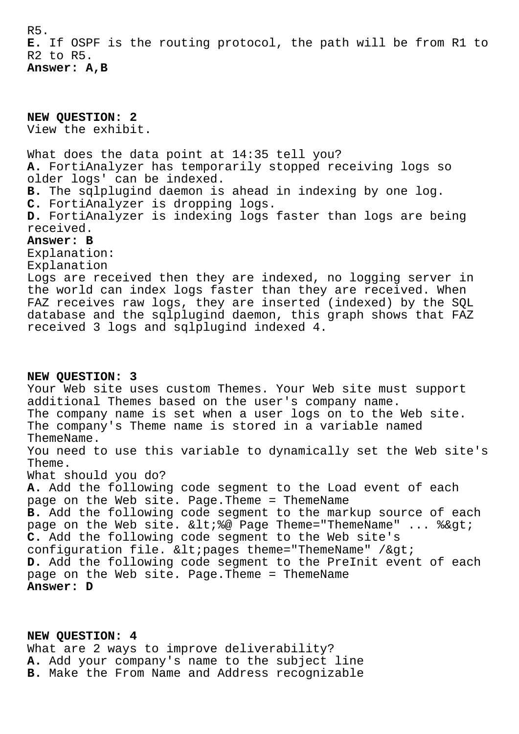R5.
**E.** If OSPF is the routing protocol, the path will be from R1 to R2 to R5.
**Answer: A,B**

**NEW QUESTION: 2**
View the exhibit.

What does the data point at 14:35 tell you?
**A.** FortiAnalyzer has temporarily stopped receiving logs so older logs' can be indexed.
**B.** The sqlplugind daemon is ahead in indexing by one log.
**C.** FortiAnalyzer is dropping logs.
**D.** FortiAnalyzer is indexing logs faster than logs are being received.
**Answer: B**
Explanation:
Explanation
Logs are received then they are indexed, no logging server in the world can index logs faster than they are received. When FAZ receives raw logs, they are inserted (indexed) by the SQL database and the sqlplugind daemon, this graph shows that FAZ received 3 logs and sqlplugind indexed 4.

**NEW QUESTION: 3**
Your Web site uses custom Themes. Your Web site must support additional Themes based on the user's company name.
The company name is set when a user logs on to the Web site.
The company's Theme name is stored in a variable named ThemeName.
You need to use this variable to dynamically set the Web site's Theme.
What should you do?
**A.** Add the following code segment to the Load event of each page on the Web site. Page.Theme = ThemeName
**B.** Add the following code segment to the markup source of each page on the Web site. &lt;%@ Page Theme="ThemeName" ... %&gt;
**C.** Add the following code segment to the Web site's configuration file. &lt;pages theme="ThemeName" /&gt;
**D.** Add the following code segment to the PreInit event of each page on the Web site. Page.Theme = ThemeName
**Answer: D**

**NEW QUESTION: 4**
What are 2 ways to improve deliverability?
**A.** Add your company's name to the subject line
**B.** Make the From Name and Address recognizable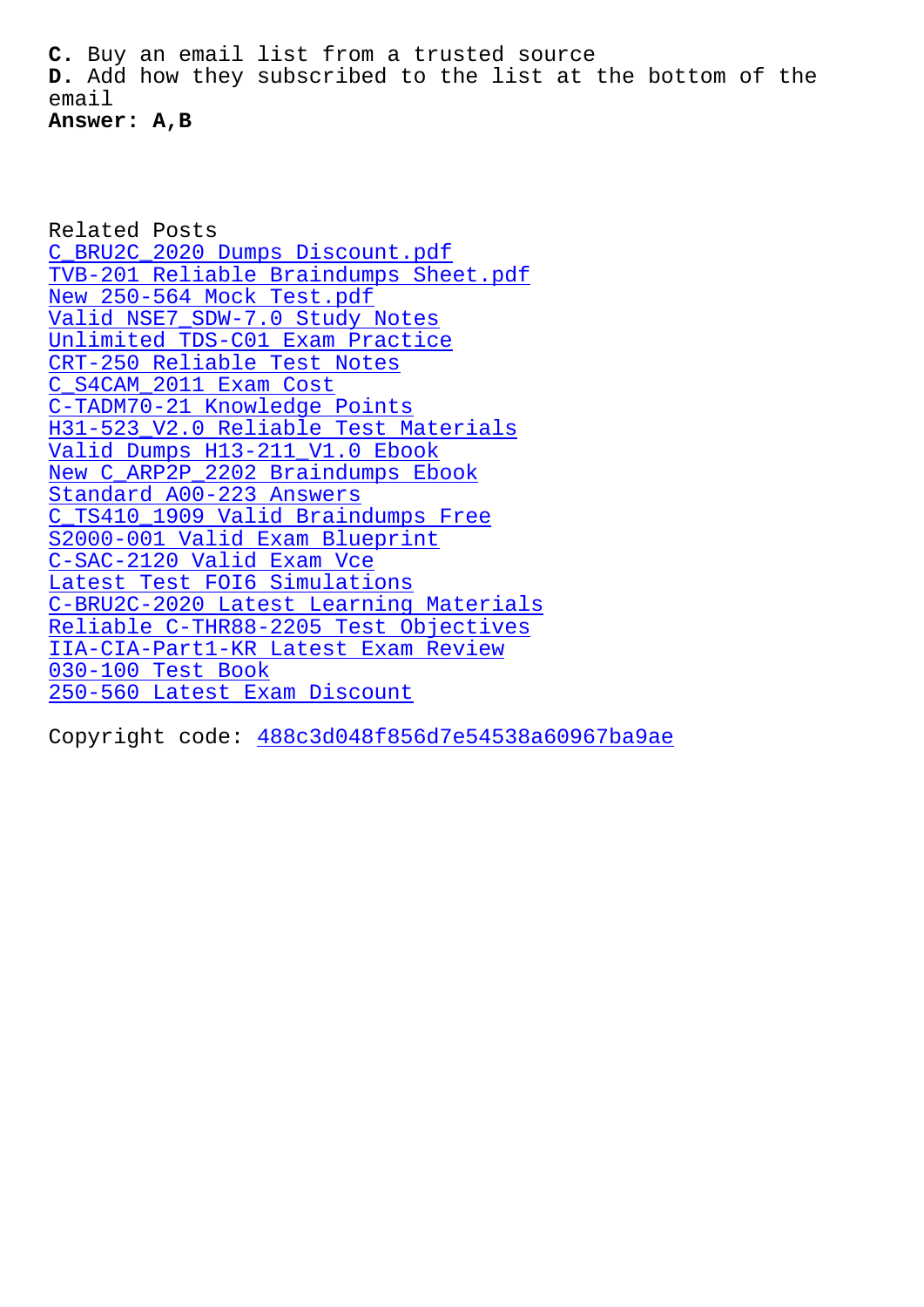**C.** Buy an email list from a trusted source
**D.** Add how they subscribed to the list at the bottom of the email
**Answer: A,B**

Related Posts
C_BRU2C_2020 Dumps Discount.pdf
TVB-201 Reliable Braindumps Sheet.pdf
New 250-564 Mock Test.pdf
Valid NSE7_SDW-7.0 Study Notes
Unlimited TDS-C01 Exam Practice
CRT-250 Reliable Test Notes
C_S4CAM_2011 Exam Cost
C-TADM70-21 Knowledge Points
H31-523_V2.0 Reliable Test Materials
Valid Dumps H13-211_V1.0 Ebook
New C_ARP2P_2202 Braindumps Ebook
Standard A00-223 Answers
C_TS410_1909 Valid Braindumps Free
S2000-001 Valid Exam Blueprint
C-SAC-2120 Valid Exam Vce
Latest Test FOI6 Simulations
C-BRU2C-2020 Latest Learning Materials
Reliable C-THR88-2205 Test Objectives
IIA-CIA-Part1-KR Latest Exam Review
030-100 Test Book
250-560 Latest Exam Discount

Copyright code: 488c3d048f856d7e54538a60967ba9ae